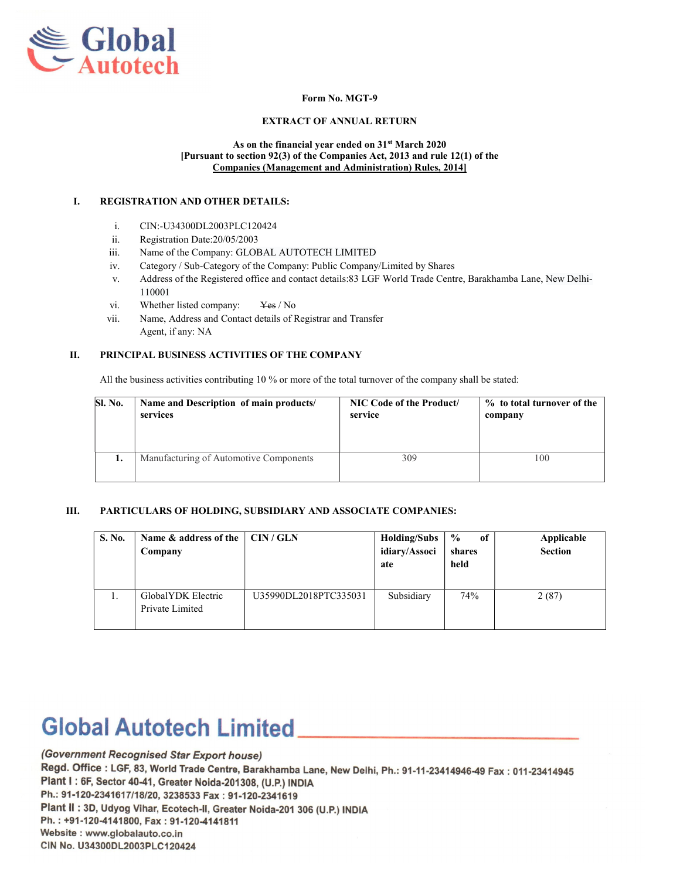Global Autotech

**Form No. MGT-9**

**EXTRACT OF ANNUAL RETURN**

**As on the financial year ended on 31st March 2020**
**[Pursuant to section 92(3) of the Companies Act, 2013 and rule 12(1) of the Companies (Management and Administration) Rules, 2014]**

## I. REGISTRATION AND OTHER DETAILS:

i. CIN:-U34300DL2003PLC120424
ii. Registration Date:20/05/2003
iii. Name of the Company: GLOBAL AUTOTECH LIMITED
iv. Category / Sub-Category of the Company: Public Company/Limited by Shares
v. Address of the Registered office and contact details:83 LGF World Trade Centre, Barakhamba Lane, New Delhi-110001
vi. Whether listed company: ~~Yes~~ / No
vii. Name, Address and Contact details of Registrar and Transfer Agent, if any: NA

## II. PRINCIPAL BUSINESS ACTIVITIES OF THE COMPANY

All the business activities contributing 10 % or more of the total turnover of the company shall be stated:

| Sl. No. | Name and Description of main products/ services | NIC Code of the Product/ service | % to total turnover of the company |
|---|---|---|---|
| 1. | Manufacturing of Automotive Components | 309 | 100 |

## III. PARTICULARS OF HOLDING, SUBSIDIARY AND ASSOCIATE COMPANIES:

| S. No. | Name & address of the Company | CIN / GLN | Holding/Subsidiary/Associate | % of shares held | Applicable Section |
|---|---|---|---|---|---|
| 1. | GlobalYDK Electric Private Limited | U35990DL2018PTC335031 | Subsidiary | 74% | 2 (87) |

**Global Autotech Limited**

*(Government Recognised Star Export house)*
Regd. Office : LGF, 83, World Trade Centre, Barakhamba Lane, New Delhi, Ph.: 91-11-23414946-49 Fax : 011-23414945
Plant I : 6F, Sector 40-41, Greater Noida-201308, (U.P.) INDIA
Ph.: 91-120-2341617/18/20, 3238533 Fax : 91-120-2341619
Plant II : 3D, Udyog Vihar, Ecotech-II, Greater Noida-201 306 (U.P.) INDIA
Ph. : +91-120-4141800, Fax : 91-120-4141811
Website : www.globalauto.co.in
CIN No. U34300DL2003PLC120424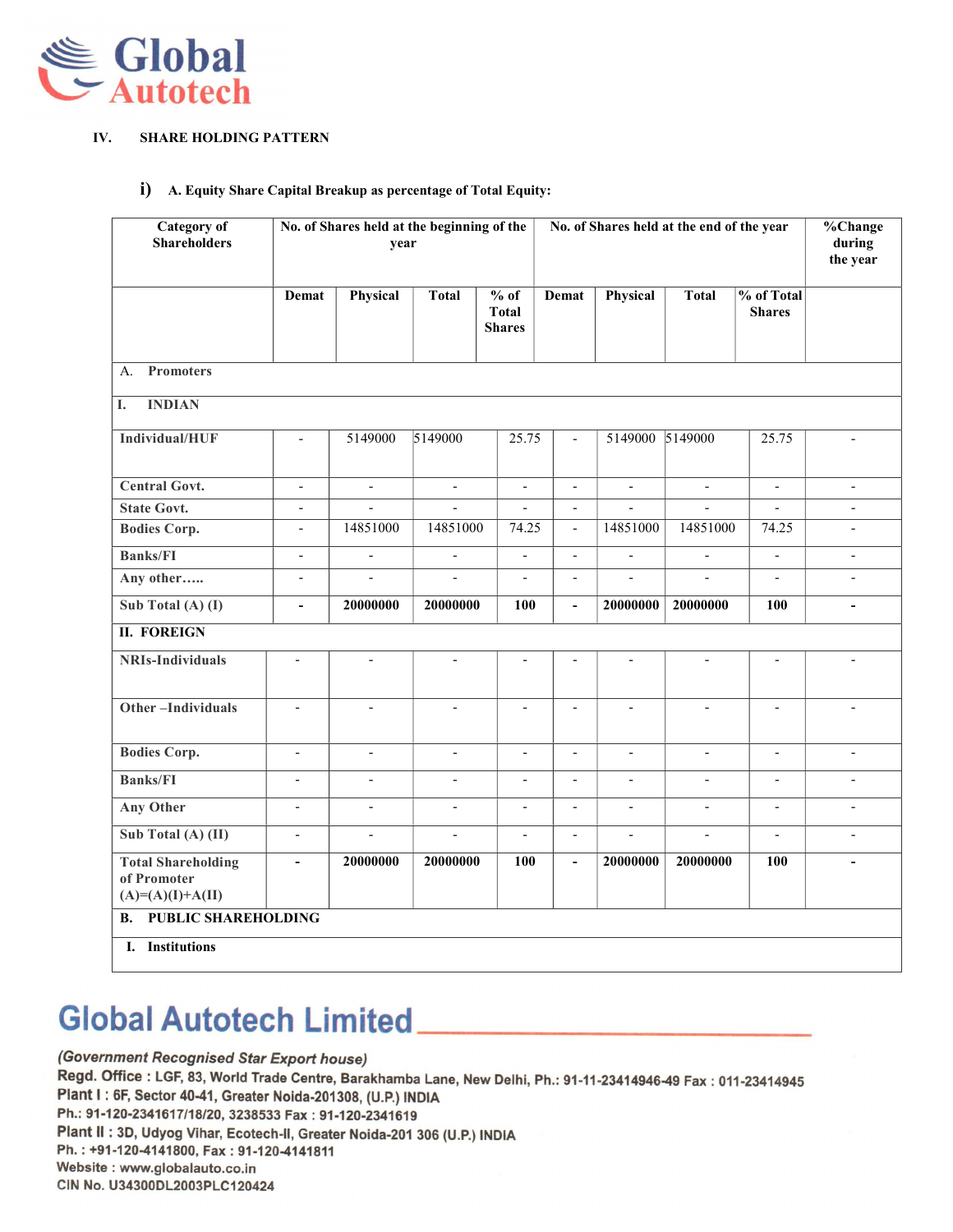IV. SHARE HOLDING PATTERN

i) A. Equity Share Capital Breakup as percentage of Total Equity:

| Category of Shareholders | No. of Shares held at the beginning of the year | | | | No. of Shares held at the end of the year | | | | %Change during the year |
|---|---|---|---|---|---|---|---|---|---|
| | Demat | Physical | Total | % of Total Shares | Demat | Physical | Total | % of Total Shares | |
| A. Promoters | | | | | | | | | |
| I. INDIAN | | | | | | | | | |
| Individual/HUF | - | 5149000 | 5149000 | 25.75 | - | 5149000 | 5149000 | 25.75 | - |
| Central Govt. | - | - | - | - | - | - | - | - | - |
| State Govt. | - | - | - | - | - | - | - | - | - |
| Bodies Corp. | - | 14851000 | 14851000 | 74.25 | - | 14851000 | 14851000 | 74.25 | - |
| Banks/FI | - | - | - | - | - | - | - | - | - |
| Any other….. | - | - | - | - | - | - | - | - | - |
| **Sub Total (A) (I)** | **-** | **20000000** | **20000000** | **100** | **-** | **20000000** | **20000000** | **100** | **-** |
| **II. FOREIGN** | | | | | | | | | |
| NRIs-Individuals | - | - | - | - | - | - | - | - | - |
| Other –Individuals | - | - | - | - | - | - | - | - | - |
| Bodies Corp. | - | - | - | - | - | - | - | - | - |
| Banks/FI | - | - | - | - | - | - | - | - | - |
| Any Other | - | - | - | - | - | - | - | - | - |
| Sub Total (A) (II) | - | - | - | - | - | - | - | - | - |
| **Total Shareholding of Promoter (A)=(A)(I)+A(II)** | **-** | **20000000** | **20000000** | **100** | **-** | **20000000** | **20000000** | **100** | **-** |
| **B. PUBLIC SHAREHOLDING** | | | | | | | | | |
| **I. Institutions** | | | | | | | | | |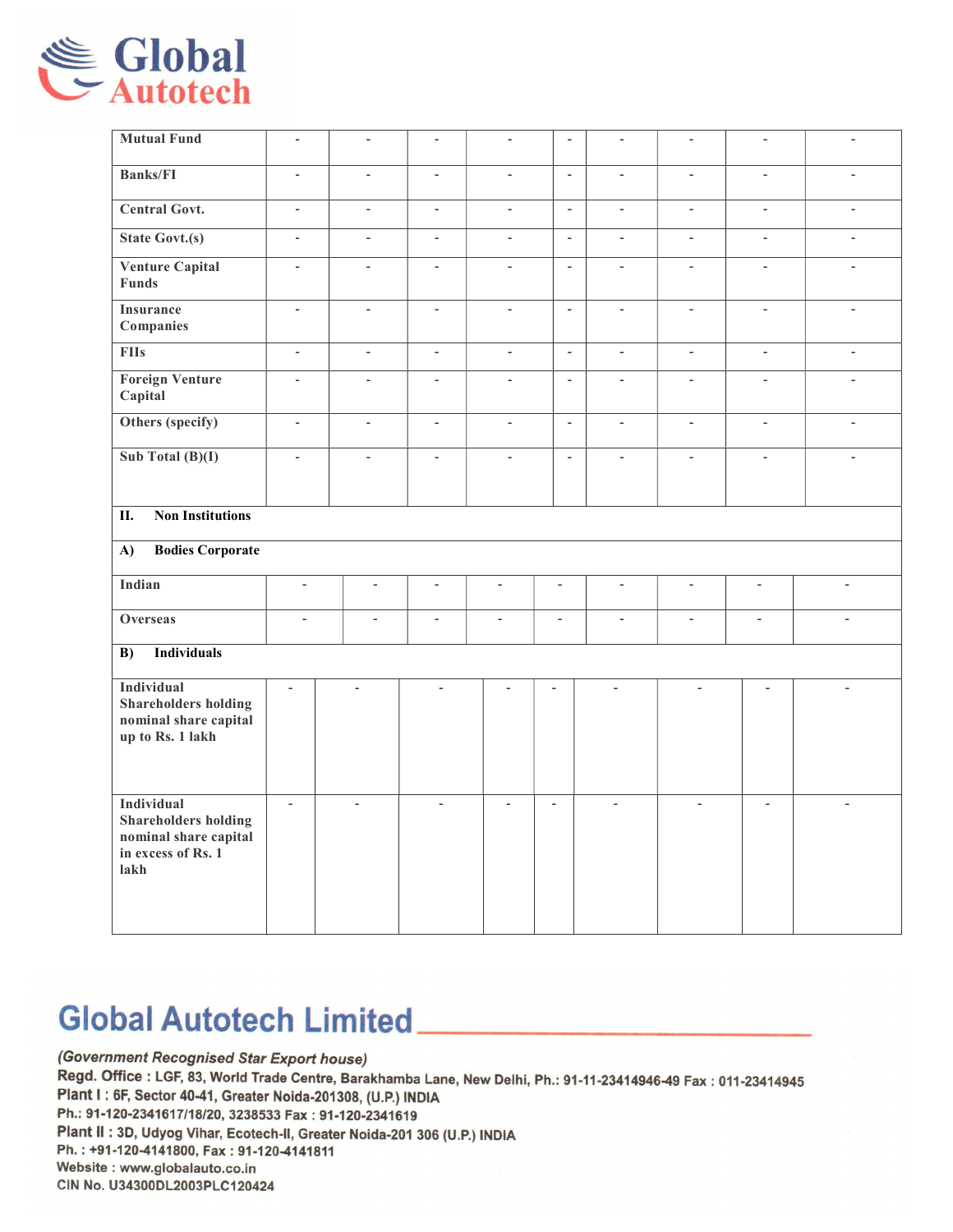| | | | | | | | | | |
|---|---|---|---|---|---|---|---|---|---|
| Mutual Fund | - | - | - | - | - | - | - | - | - |
| Banks/FI | - | - | - | - | - | - | - | - | - |
| Central Govt. | - | - | - | - | - | - | - | - | - |
| State Govt.(s) | - | - | - | - | - | - | - | - | - |
| Venture Capital Funds | - | - | - | - | - | - | - | - | - |
| Insurance Companies | - | - | - | - | - | - | - | - | - |
| FIIs | - | - | - | - | - | - | - | - | - |
| Foreign Venture Capital | - | - | - | - | - | - | - | - | - |
| Others (specify) | - | - | - | - | - | - | - | - | - |
| Sub Total (B)(I) | - | - | - | - | - | - | - | - | - |
| **II. Non Institutions** | | | | | | | | | |
| **A) Bodies Corporate** | | | | | | | | | |
| Indian | - | - | - | - | - | - | - | - | - |
| Overseas | - | - | - | - | - | - | - | - | - |
| **B) Individuals** | | | | | | | | | |
| Individual Shareholders holding nominal share capital up to Rs. 1 lakh | - | - | - | - | - | - | - | - | - |
| Individual Shareholders holding nominal share capital in excess of Rs. 1 lakh | - | - | - | - | - | - | - | - | - |

**Global Autotech Limited**

*(Government Recognised Star Export house)*

Regd. Office : LGF, 83, World Trade Centre, Barakhamba Lane, New Delhi, Ph.: 91-11-23414946-49 Fax : 011-23414945

Plant I : 6F, Sector 40-41, Greater Noida-201308, (U.P.) INDIA

Ph.: 91-120-2341617/18/20, 3238533 Fax : 91-120-2341619

Plant II : 3D, Udyog Vihar, Ecotech-II, Greater Noida-201 306 (U.P.) INDIA

Ph. : +91-120-4141800, Fax : 91-120-4141811

Website : www.globalauto.co.in

CIN No. U34300DL2003PLC120424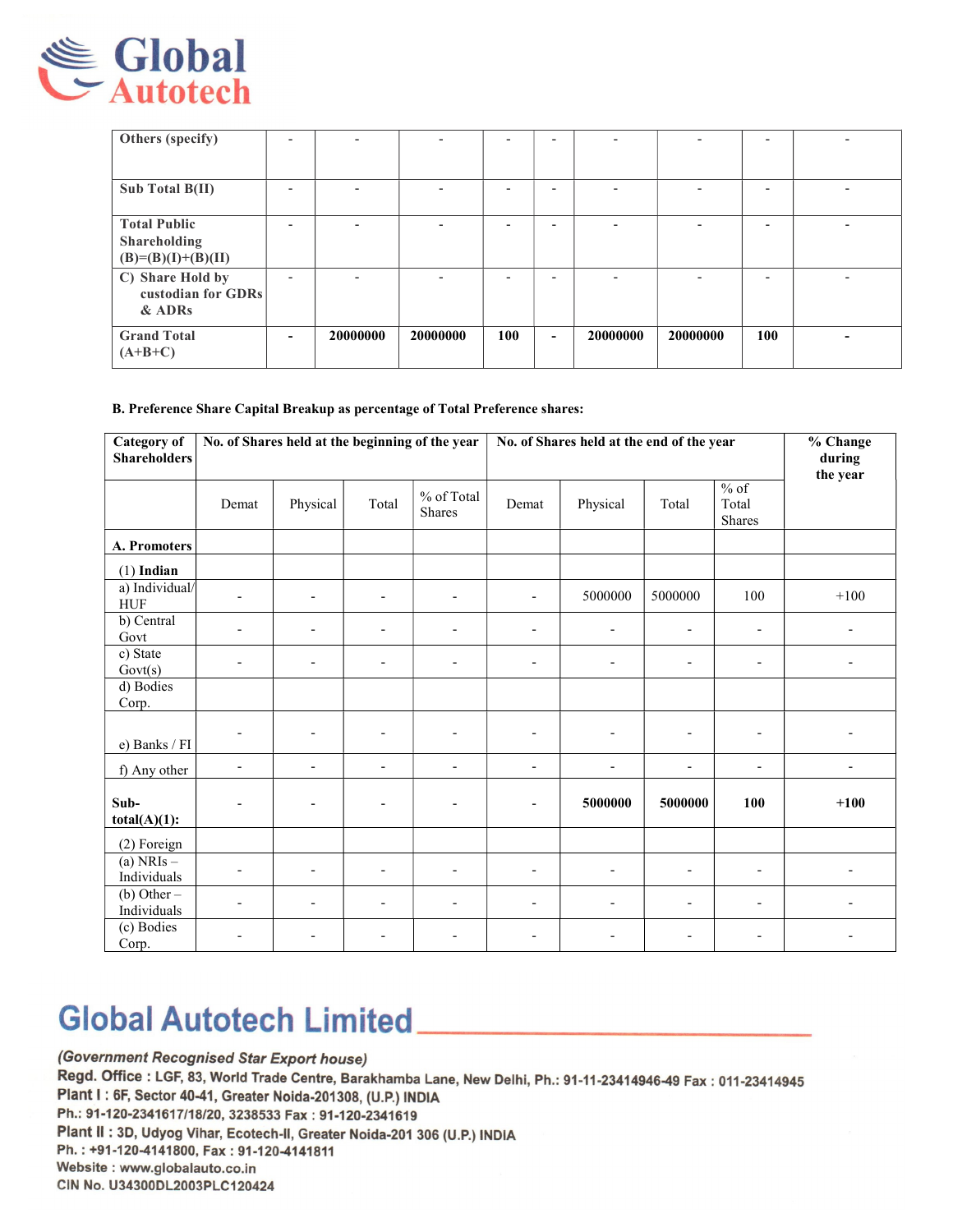| | | | | | | | | | |
|---|---|---|---|---|---|---|---|---|---|
| **Others (specify)** | - | - | - | - | - | - | - | - | - |
| **Sub Total B(II)** | - | - | - | - | - | - | - | - | - |
| **Total Public Shareholding (B)=(B)(I)+(B)(II)** | - | - | - | - | - | - | - | - | - |
| **C) Share Hold by custodian for GDRs & ADRs** | - | - | - | - | - | - | - | - | - |
| **Grand Total (A+B+C)** | **-** | **20000000** | **20000000** | **100** | **-** | **20000000** | **20000000** | **100** | **-** |

**B. Preference Share Capital Breakup as percentage of Total Preference shares:**

| **Category of Shareholders** | **No. of Shares held at the beginning of the year** | | | | **No. of Shares held at the end of the year** | | | | **% Change during the year** |
|---|---|---|---|---|---|---|---|---|---|
| | Demat | Physical | Total | % of Total Shares | Demat | Physical | Total | % of Total Shares | |
| **A. Promoters** | | | | | | | | | |
| (1) **Indian** | | | | | | | | | |
| a) Individual/ HUF | - | - | - | - | - | 5000000 | 5000000 | 100 | +100 |
| b) Central Govt | - | - | - | - | - | - | - | - | - |
| c) State Govt(s) | - | - | - | - | - | - | - | - | - |
| d) Bodies Corp. | | | | | | | | | |
| e) Banks / FI | - | - | - | - | - | - | - | - | - |
| f) Any other | - | - | - | - | - | - | - | - | - |
| **Sub-total(A)(1):** | - | - | - | - | - | **5000000** | **5000000** | **100** | **+100** |
| (2) Foreign | | | | | | | | | |
| (a) NRIs – Individuals | - | - | - | - | - | - | - | - | - |
| (b) Other – Individuals | - | - | - | - | - | - | - | - | - |
| (c) Bodies Corp. | - | - | - | - | - | - | - | - | - |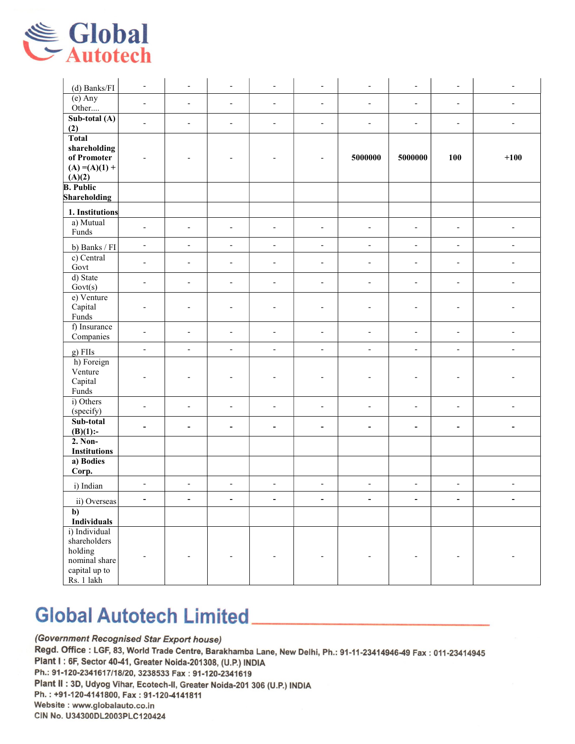| | | | | | | | | | |
|---|---|---|---|---|---|---|---|---|---|
| (d) Banks/FI | - | - | - | - | - | - | - | - | - |
| (e) Any Other.... | - | - | - | - | - | - | - | - | - |
| **Sub-total (A) (2)** | - | - | - | - | - | - | - | - | - |
| **Total shareholding of Promoter (A) =(A)(1) + (A)(2)** | - | - | - | - | - | **5000000** | **5000000** | **100** | **+100** |
| **B. Public Shareholding** | | | | | | | | | |
| **1. Institutions** | | | | | | | | | |
| a) Mutual Funds | - | - | - | - | - | - | - | - | - |
| b) Banks / FI | - | - | - | - | - | - | - | - | - |
| c) Central Govt | - | - | - | - | - | - | - | - | - |
| d) State Govt(s) | - | - | - | - | - | - | - | - | - |
| e) Venture Capital Funds | - | - | - | - | - | - | - | - | - |
| f) Insurance Companies | - | - | - | - | - | - | - | - | - |
| g) FIIs | - | - | - | - | - | - | - | - | - |
| h) Foreign Venture Capital Funds | - | - | - | - | - | - | - | - | - |
| i) Others (specify) | - | - | - | - | - | - | - | - | - |
| **Sub-total (B)(1):-** | - | - | - | - | - | - | - | - | - |
| **2. Non-Institutions** | | | | | | | | | |
| **a) Bodies Corp.** | | | | | | | | | |
| i) Indian | - | - | - | - | - | - | - | - | - |
| ii) Overseas | - | - | - | - | - | - | - | - | - |
| **b) Individuals** | | | | | | | | | |
| i) Individual shareholders holding nominal share capital up to Rs. 1 lakh | - | - | - | - | - | - | - | - | - |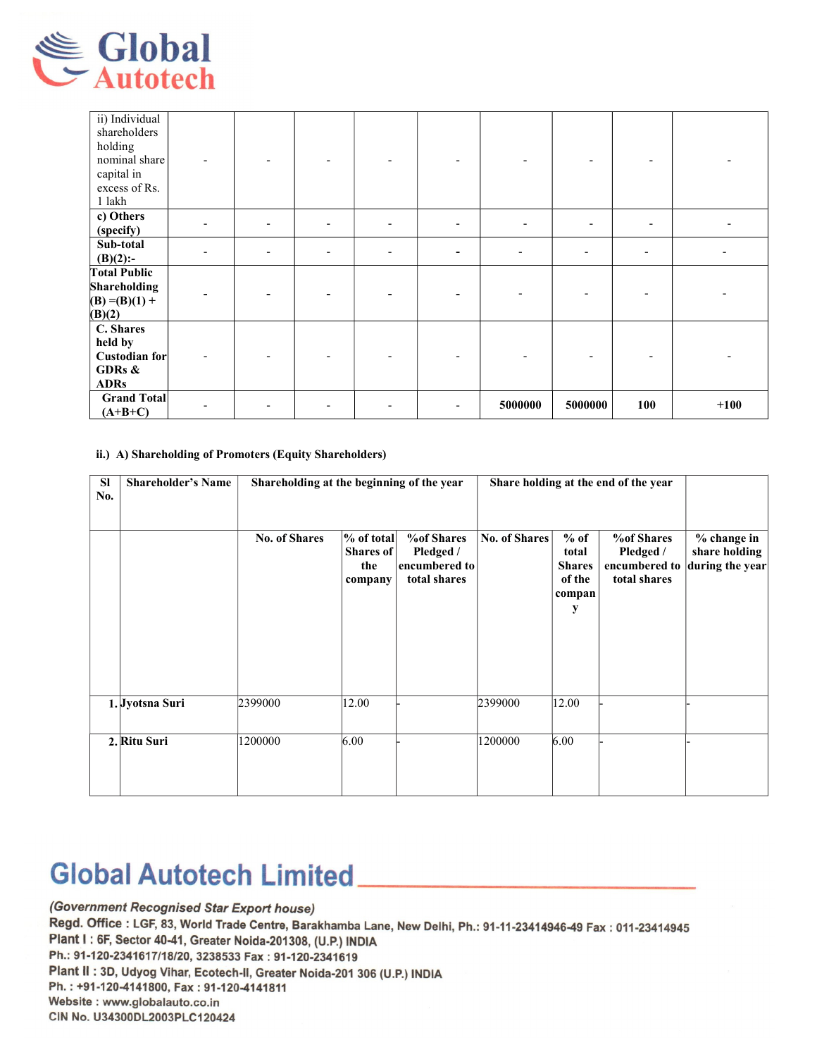| | | | | | | | | | |
|---|---|---|---|---|---|---|---|---|---|
| ii) Individual shareholders holding nominal share capital in excess of Rs. 1 lakh | - | - | - | - | - | - | - | - | - |
| **c) Others (specify)** | - | - | - | - | - | - | - | - | - |
| **Sub-total (B)(2):-** | - | - | - | - | - | - | - | - | - |
| **Total Public Shareholding (B) =(B)(1) + (B)(2)** | - | - | - | - | - | - | - | - | - |
| **C. Shares held by Custodian for GDRs & ADRs** | - | - | - | - | - | - | - | - | - |
| **Grand Total (A+B+C)** | - | - | - | - | - | **5000000** | **5000000** | **100** | **+100** |

**ii.) A) Shareholding of Promoters (Equity Shareholders)**

| Sl No. | Shareholder's Name | Shareholding at the beginning of the year | | | Share holding at the end of the year | | | |
|---|---|---|---|---|---|---|---|---|
| | | No. of Shares | % of total Shares of the company | %of Shares Pledged / encumbered to total shares | No. of Shares | % of total Shares of the company | %of Shares Pledged / encumbered to total shares | % change in share holding during the year |
| 1. | **Jyotsna Suri** | 2399000 | 12.00 | - | 2399000 | 12.00 | - | - |
| 2. | **Ritu Suri** | 1200000 | 6.00 | - | 1200000 | 6.00 | - | - |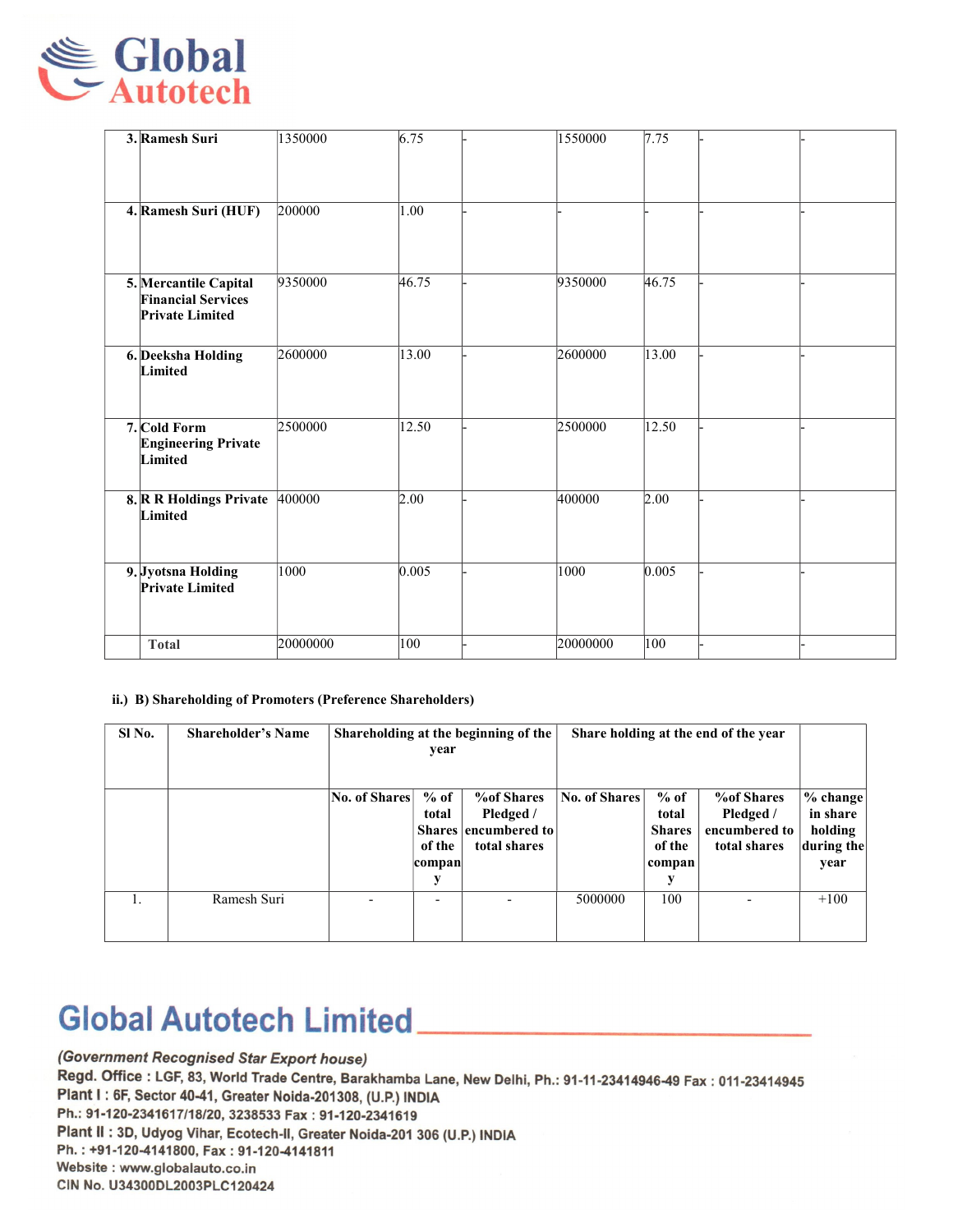| | | | | | | | | |
|---|---|---|---|---|---|---|---|---|
| 3. | **Ramesh Suri** | 1350000 | 6.75 | - | 1550000 | 7.75 | - | - |
| 4. | **Ramesh Suri (HUF)** | 200000 | 1.00 | - | - | - | - | - |
| 5. | **Mercantile Capital Financial Services Private Limited** | 9350000 | 46.75 | - | 9350000 | 46.75 | - | - |
| 6. | **Deeksha Holding Limited** | 2600000 | 13.00 | - | 2600000 | 13.00 | - | - |
| 7. | **Cold Form Engineering Private Limited** | 2500000 | 12.50 | - | 2500000 | 12.50 | - | - |
| 8. | **R R Holdings Private Limited** | 400000 | 2.00 | - | 400000 | 2.00 | - | - |
| 9. | **Jyotsna Holding Private Limited** | 1000 | 0.005 | - | 1000 | 0.005 | - | - |
| | **Total** | 20000000 | 100 | - | 20000000 | 100 | - | - |

**ii.) B) Shareholding of Promoters (Preference Shareholders)**

| Sl No. | Shareholder's Name | Shareholding at the beginning of the year | | | Share holding at the end of the year | | | |
|---|---|---|---|---|---|---|---|---|
| | | No. of Shares | % of total Shares of the company | %of Shares Pledged / encumbered to total shares | No. of Shares | % of total Shares of the company | %of Shares Pledged / encumbered to total shares | % change in share holding during the year |
| 1. | Ramesh Suri | - | - | - | 5000000 | 100 | - | +100 |

# Global Autotech Limited

*(Government Recognised Star Export house)*

**Regd. Office :** LGF, 83, World Trade Centre, Barakhamba Lane, New Delhi, Ph.: 91-11-23414946-49 Fax : 011-23414945
**Plant I :** 6F, Sector 40-41, Greater Noida-201308, (U.P.) INDIA
Ph.: 91-120-2341617/18/20, 3238533 Fax : 91-120-2341619
**Plant II :** 3D, Udyog Vihar, Ecotech-II, Greater Noida-201 306 (U.P.) INDIA
Ph. : +91-120-4141800, Fax : 91-120-4141811
Website : www.globalauto.co.in
CIN No. U34300DL2003PLC120424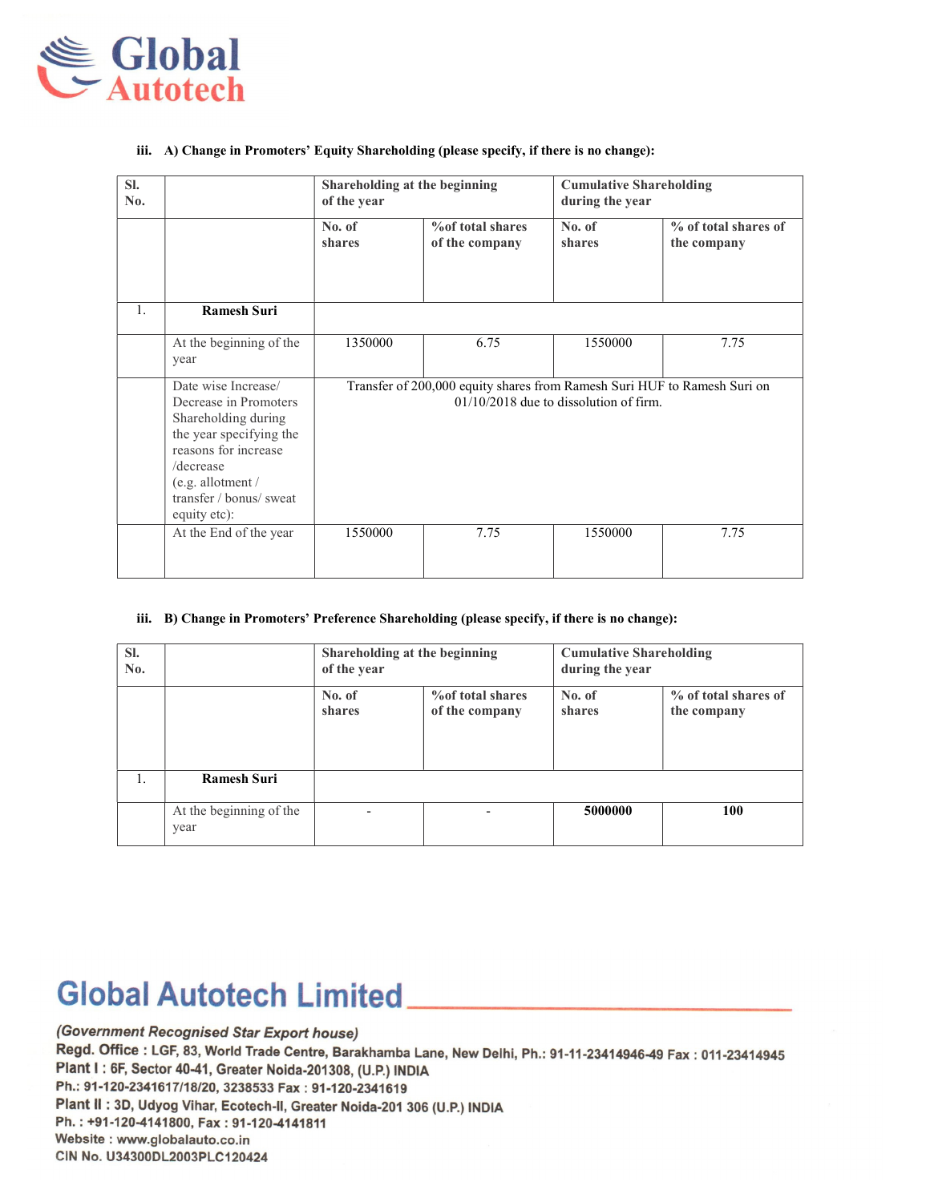iii. **A) Change in Promoters' Equity Shareholding (please specify, if there is no change):**

| Sl. No. | | Shareholding at the beginning of the year | | Cumulative Shareholding during the year | |
|---|---|---|---|---|---|
| | | No. of shares | %of total shares of the company | No. of shares | % of total shares of the company |
| 1. | **Ramesh Suri** | | | | |
| | At the beginning of the year | 1350000 | 6.75 | 1550000 | 7.75 |
| | Date wise Increase/ Decrease in Promoters Shareholding during the year specifying the reasons for increase /decrease (e.g. allotment / transfer / bonus/ sweat equity etc): | Transfer of 200,000 equity shares from Ramesh Suri HUF to Ramesh Suri on 01/10/2018 due to dissolution of firm. | | | |
| | At the End of the year | 1550000 | 7.75 | 1550000 | 7.75 |

iii. **B) Change in Promoters' Preference Shareholding (please specify, if there is no change):**

| Sl. No. | | Shareholding at the beginning of the year | | Cumulative Shareholding during the year | |
|---|---|---|---|---|---|
| | | No. of shares | %of total shares of the company | No. of shares | % of total shares of the company |
| 1. | **Ramesh Suri** | | | | |
| | At the beginning of the year | - | - | **5000000** | **100** |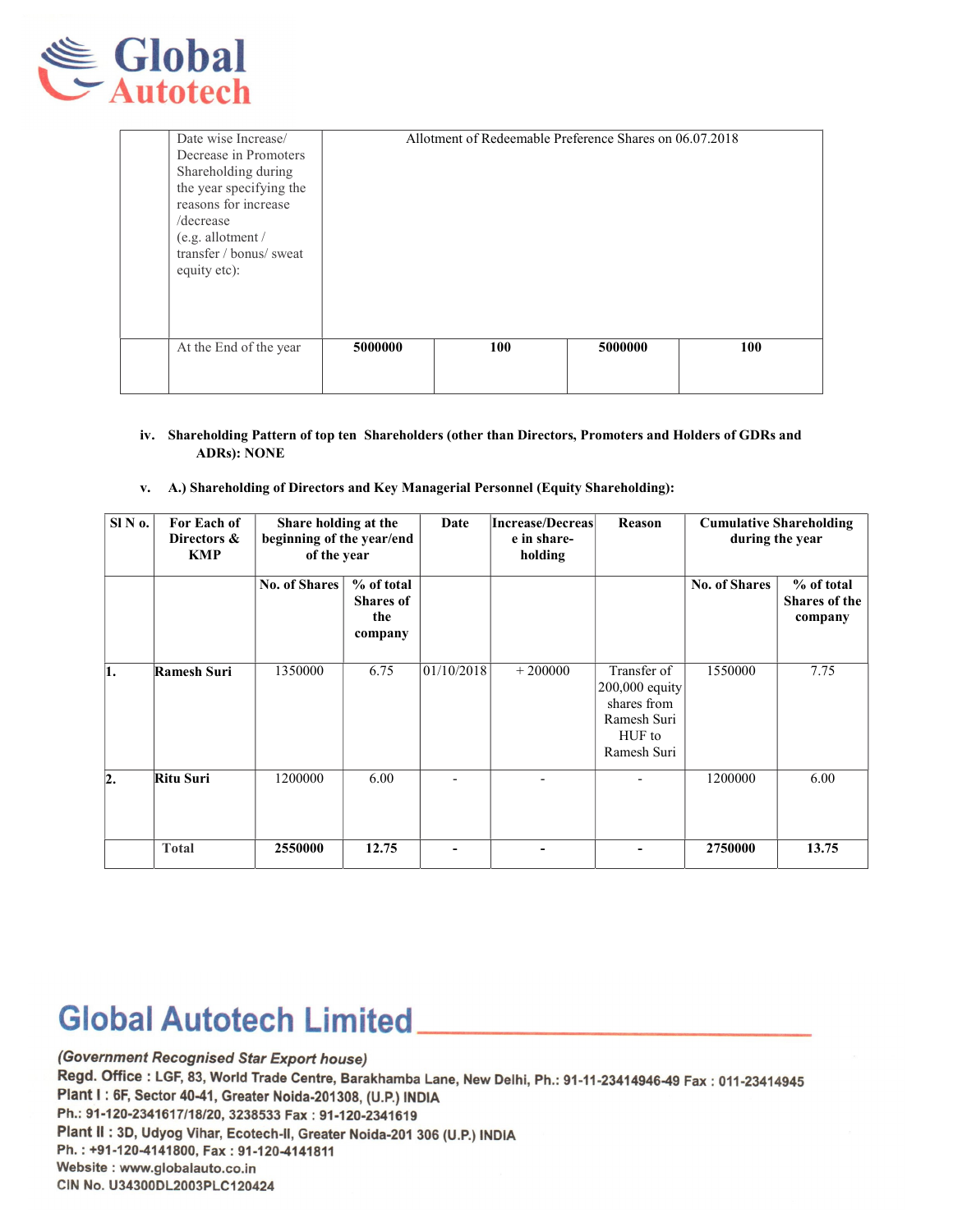| | | | | | |
|---|---|---|---|---|---|
| | Date wise Increase/ Decrease in Promoters Shareholding during the year specifying the reasons for increase /decrease (e.g. allotment / transfer / bonus/ sweat equity etc): | Allotment of Redeemable Preference Shares on 06.07.2018 | | | |
| | At the End of the year | **5000000** | **100** | **5000000** | **100** |

**iv. Shareholding Pattern of top ten Shareholders (other than Directors, Promoters and Holders of GDRs and ADRs): NONE**

**v. A.) Shareholding of Directors and Key Managerial Personnel (Equity Shareholding):**

| Sl N o. | For Each of Directors & KMP | Share holding at the beginning of the year/end of the year | | Date | Increase/Decrease in share-holding | Reason | Cumulative Shareholding during the year | |
|---|---|---|---|---|---|---|---|---|
| | | **No. of Shares** | **% of total Shares of the company** | | | | **No. of Shares** | **% of total Shares of the company** |
| **1.** | **Ramesh Suri** | 1350000 | 6.75 | 01/10/2018 | + 200000 | Transfer of 200,000 equity shares from Ramesh Suri HUF to Ramesh Suri | 1550000 | 7.75 |
| **2.** | **Ritu Suri** | 1200000 | 6.00 | - | - | - | 1200000 | 6.00 |
| | **Total** | **2550000** | **12.75** | **-** | **-** | **-** | **2750000** | **13.75** |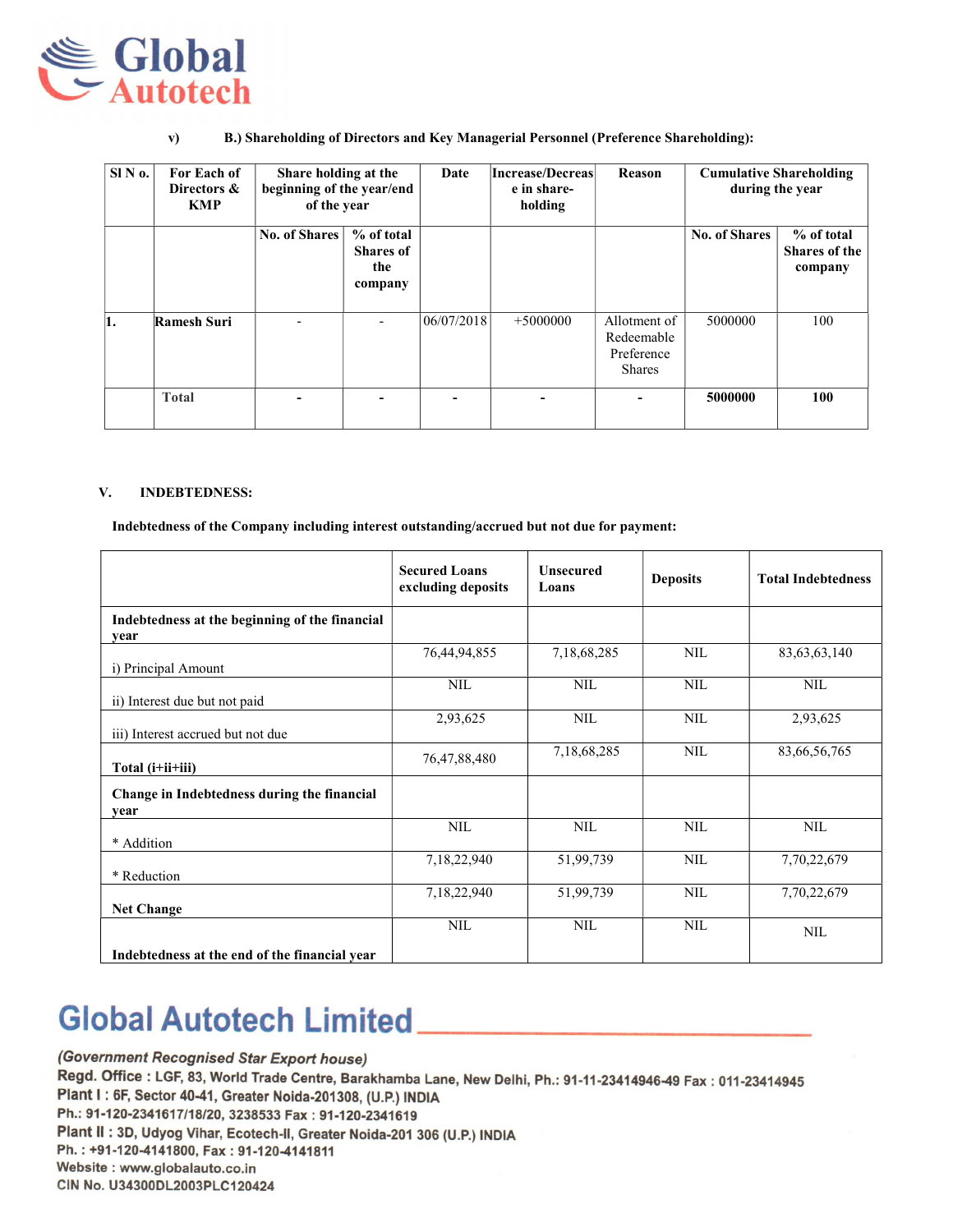v) **B.) Shareholding of Directors and Key Managerial Personnel (Preference Shareholding):**

| Sl N o. | For Each of Directors & KMP | Share holding at the beginning of the year/end of the year | | Date | Increase/Decrease in share-holding | Reason | Cumulative Shareholding during the year | |
|---|---|---|---|---|---|---|---|---|
| | | No. of Shares | % of total Shares of the company | | | | No. of Shares | % of total Shares of the company |
| 1. | Ramesh Suri | - | - | 06/07/2018 | +5000000 | Allotment of Redeemable Preference Shares | 5000000 | 100 |
| | Total | - | - | - | - | - | **5000000** | **100** |

## V. INDEBTEDNESS:

**Indebtedness of the Company including interest outstanding/accrued but not due for payment:**

| | Secured Loans excluding deposits | Unsecured Loans | Deposits | Total Indebtedness |
|---|---|---|---|---|
| **Indebtedness at the beginning of the financial year** | | | | |
| i) Principal Amount | 76,44,94,855 | 7,18,68,285 | NIL | 83,63,63,140 |
| ii) Interest due but not paid | NIL | NIL | NIL | NIL |
| iii) Interest accrued but not due | 2,93,625 | NIL | NIL | 2,93,625 |
| **Total (i+ii+iii)** | 76,47,88,480 | 7,18,68,285 | NIL | 83,66,56,765 |
| **Change in Indebtedness during the financial year** | | | | |
| * Addition | NIL | NIL | NIL | NIL |
| * Reduction | 7,18,22,940 | 51,99,739 | NIL | 7,70,22,679 |
| **Net Change** | 7,18,22,940 | 51,99,739 | NIL | 7,70,22,679 |
| **Indebtedness at the end of the financial year** | NIL | NIL | NIL | NIL |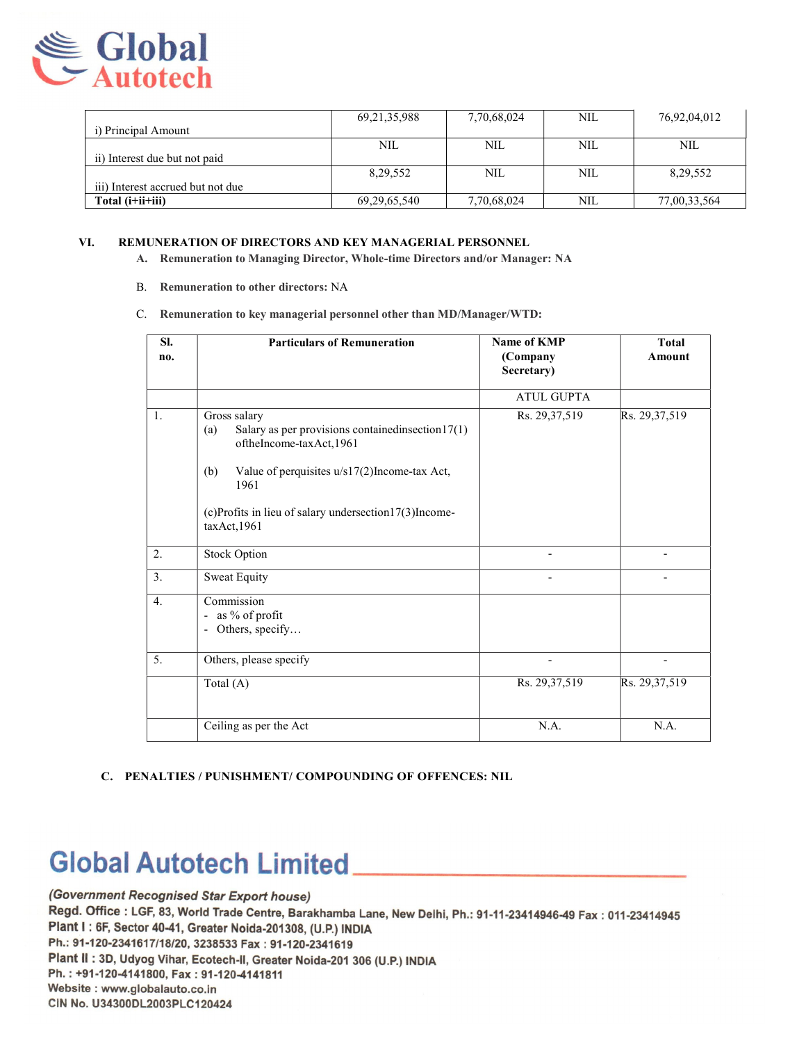| | | | | |
|---|---|---|---|---|
| i) Principal Amount | 69,21,35,988 | 7,70,68,024 | NIL | 76,92,04,012 |
| ii) Interest due but not paid | NIL | NIL | NIL | NIL |
| iii) Interest accrued but not due | 8,29,552 | NIL | NIL | 8,29,552 |
| **Total (i+ii+iii)** | 69,29,65,540 | 7,70,68,024 | NIL | 77,00,33,564 |

## VI. REMUNERATION OF DIRECTORS AND KEY MANAGERIAL PERSONNEL

**A. Remuneration to Managing Director, Whole-time Directors and/or Manager: NA**

B. **Remuneration to other directors:** NA

C. **Remuneration to key managerial personnel other than MD/Manager/WTD:**

| Sl. no. | Particulars of Remuneration | Name of KMP (Company Secretary) | Total Amount |
|---|---|---|---|
| | | ATUL GUPTA | |
| 1. | Gross salary<br>(a) Salary as per provisions containedinsection17(1) oftheIncome-taxAct,1961<br><br>(b) Value of perquisites u/s17(2)Income-tax Act, 1961<br><br>(c)Profits in lieu of salary undersection17(3)Income-taxAct,1961 | Rs. 29,37,519 | Rs. 29,37,519 |
| 2. | Stock Option | - | - |
| 3. | Sweat Equity | - | - |
| 4. | Commission<br>- as % of profit<br>- Others, specify… | | |
| 5. | Others, please specify | - | - |
| | Total (A) | Rs. 29,37,519 | Rs. 29,37,519 |
| | Ceiling as per the Act | N.A. | N.A. |

**C. PENALTIES / PUNISHMENT/ COMPOUNDING OF OFFENCES: NIL**